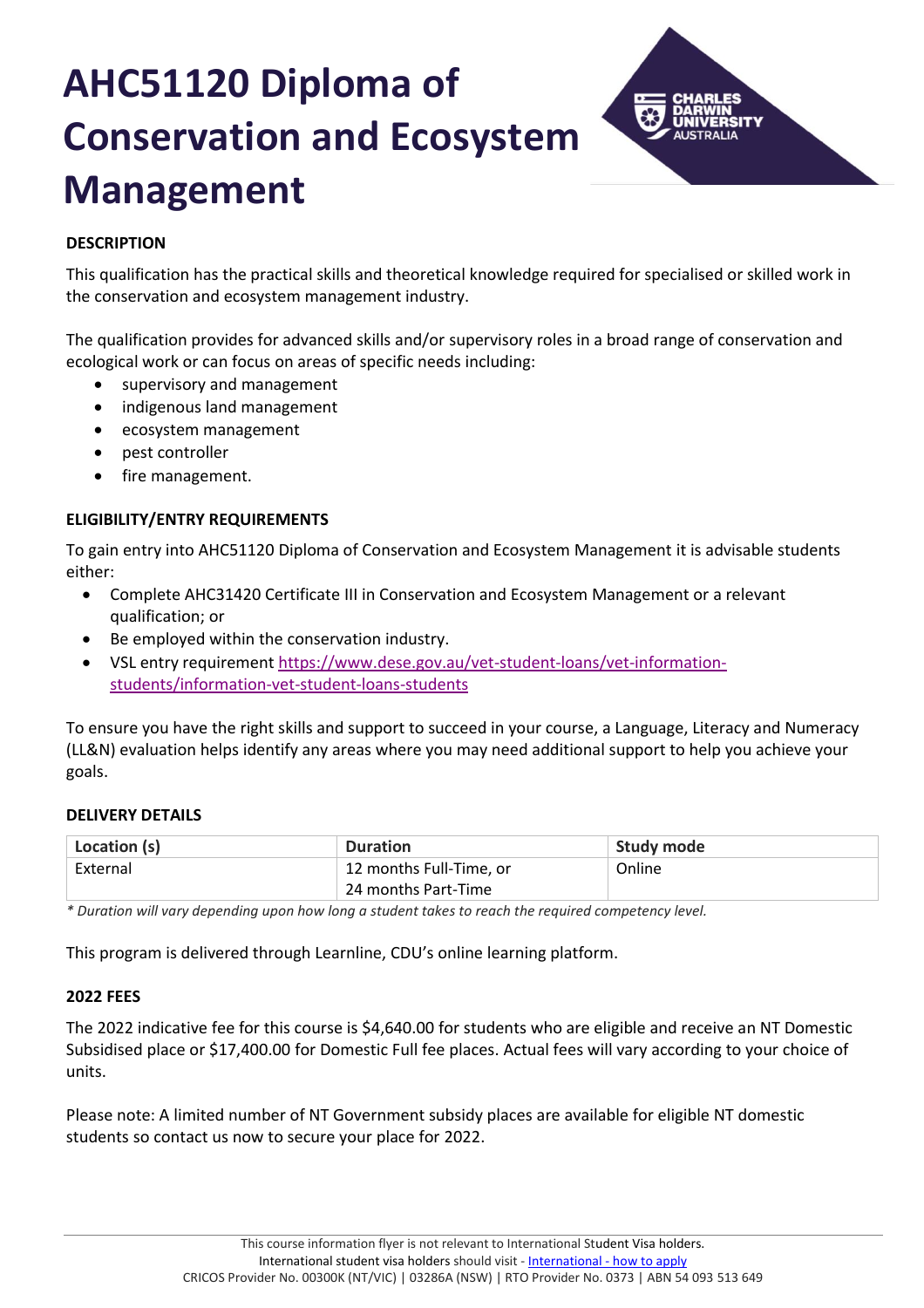# AHC51120 Diploma of Conservation and Ecosystem Management

**DESCRIPTION**

This qualification has the practical skills and theoretical knowledge required for specialised or skilled work in the conservation and ecosystem management industry.

The qualification provides for advanced skills and/or supervisory roles in a broad range of conservation and ecological work or can focus on areas of specific needs including:

- supervisory and management
- indigenous land management
- ecosystem management
- pest controller
- fire management.

**ELIGIBILITY/ENTRY REQUIREMENTS**

To gain entry into AHC51120 Diploma of Conservation and Ecosystem Management it is advisable students either:

- Complete AHC31420 Certificate III in Conservation and Ecosystem Management or a relevant qualification; or
- Be employed within the conservation industry.
- VSL entry requirement https://www.dese.gov.au/vet-student-loans/vet-information-students/information-vet-student-loans-students

To ensure you have the right skills and support to succeed in your course, a Language, Literacy and Numeracy (LL&N) evaluation helps identify any areas where you may need additional support to help you achieve your goals.

**DELIVERY DETAILS**

| Location (s) | Duration | Study mode |
|---|---|---|
| External | 12 months Full-Time, or 24 months Part-Time | Online |

*\* Duration will vary depending upon how long a student takes to reach the required competency level.*

This program is delivered through Learnline, CDU's online learning platform.

**2022 FEES**

The 2022 indicative fee for this course is $4,640.00 for students who are eligible and receive an NT Domestic Subsidised place or $17,400.00 for Domestic Full fee places. Actual fees will vary according to your choice of units.

Please note: A limited number of NT Government subsidy places are available for eligible NT domestic students so contact us now to secure your place for 2022.

This course information flyer is not relevant to International Student Visa holders.
International student visa holders should visit - International - how to apply
CRICOS Provider No. 00300K (NT/VIC) | 03286A (NSW) | RTO Provider No. 0373 | ABN 54 093 513 649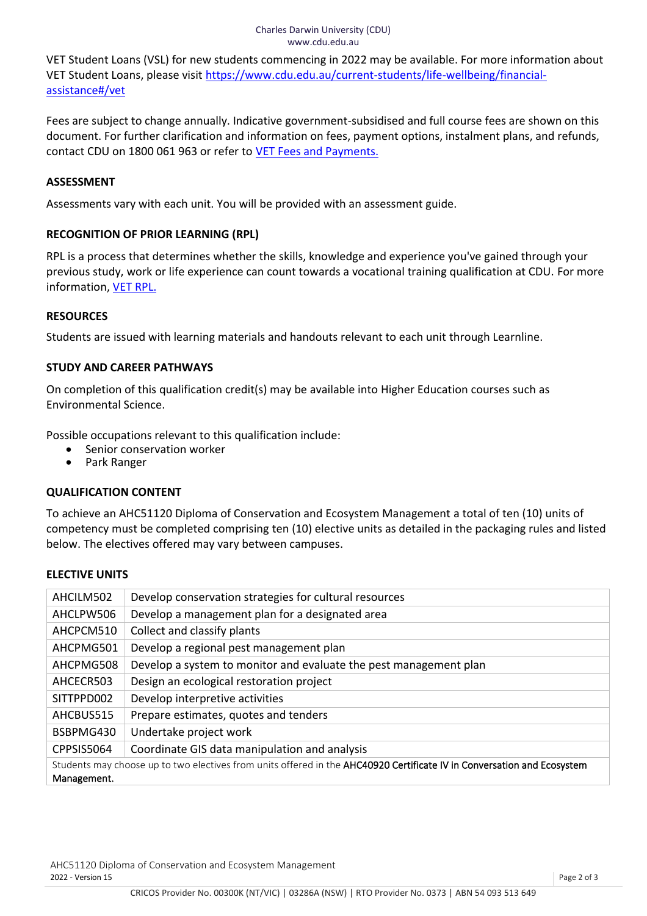VET Student Loans (VSL) for new students commencing in 2022 may be available. For more information about VET Student Loans, please visit [https://www.cdu.edu.au/current-students/life-wellbeing/financial-assistance#/vet](https://www.cdu.edu.au/current-students/life-wellbeing/financial-assistance#/vet)

Fees are subject to change annually. Indicative government-subsidised and full course fees are shown on this document. For further clarification and information on fees, payment options, instalment plans, and refunds, contact CDU on 1800 061 963 or refer to VET Fees and Payments.

## ASSESSMENT

Assessments vary with each unit. You will be provided with an assessment guide.

## RECOGNITION OF PRIOR LEARNING (RPL)

RPL is a process that determines whether the skills, knowledge and experience you've gained through your previous study, work or life experience can count towards a vocational training qualification at CDU. For more information, VET RPL.

## RESOURCES

Students are issued with learning materials and handouts relevant to each unit through Learnline.

## STUDY AND CAREER PATHWAYS

On completion of this qualification credit(s) may be available into Higher Education courses such as Environmental Science.

Possible occupations relevant to this qualification include:

- Senior conservation worker
- Park Ranger

## QUALIFICATION CONTENT

To achieve an AHC51120 Diploma of Conservation and Ecosystem Management a total of ten (10) units of competency must be completed comprising ten (10) elective units as detailed in the packaging rules and listed below. The electives offered may vary between campuses.

## ELECTIVE UNITS

| Code | Unit |
|---|---|
| AHCILM502 | Develop conservation strategies for cultural resources |
| AHCLPW506 | Develop a management plan for a designated area |
| AHCPCM510 | Collect and classify plants |
| AHCPMG501 | Develop a regional pest management plan |
| AHCPMG508 | Develop a system to monitor and evaluate the pest management plan |
| AHCECR503 | Design an ecological restoration project |
| SITTPPD002 | Develop interpretive activities |
| AHCBUS515 | Prepare estimates, quotes and tenders |
| BSBPMG430 | Undertake project work |
| CPPSIS5064 | Coordinate GIS data manipulation and analysis |
| Students may choose up to two electives from units offered in the **AHC40920 Certificate IV in Conversation and Ecosystem Management.** | |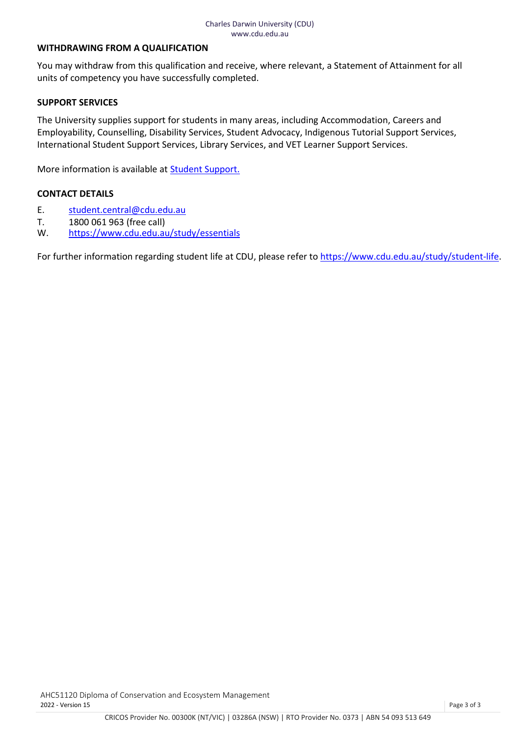## WITHDRAWING FROM A QUALIFICATION

You may withdraw from this qualification and receive, where relevant, a Statement of Attainment for all units of competency you have successfully completed.

## SUPPORT SERVICES

The University supplies support for students in many areas, including Accommodation, Careers and Employability, Counselling, Disability Services, Student Advocacy, Indigenous Tutorial Support Services, International Student Support Services, Library Services, and VET Learner Support Services.

More information is available at Student Support.

## CONTACT DETAILS

E. student.central@cdu.edu.au
T. 1800 061 963 (free call)
W. https://www.cdu.edu.au/study/essentials

For further information regarding student life at CDU, please refer to https://www.cdu.edu.au/study/student-life.